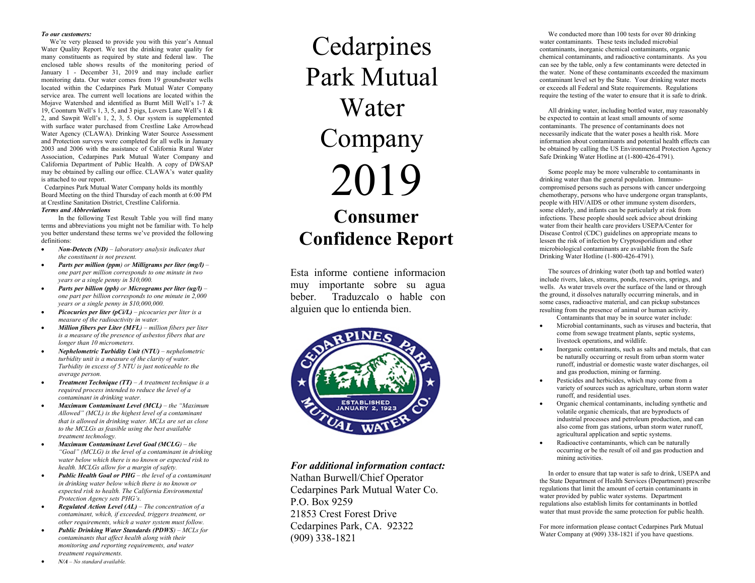***To our customers:***

We're very pleased to provide you with this year's Annual Water Quality Report. We test the drinking water quality for many constituents as required by state and federal law. The enclosed table shows results of the monitoring period of January 1 - December 31, 2019 and may include earlier monitoring data. Our water comes from 19 groundwater wells located within the Cedarpines Park Mutual Water Company service area. The current well locations are located within the Mojave Watershed and identified as Burnt Mill Well's 1-7 & 19, Coonturn Well's 1, 3, 5, and 3 pigs, Lovers Lane Well's 1 & 2, and Sawpit Well's 1, 2, 3, 5. Our system is supplemented with surface water purchased from Crestline Lake Arrowhead Water Agency (CLAWA). Drinking Water Source Assessment and Protection surveys were completed for all wells in January 2003 and 2006 with the assistance of California Rural Water Association, Cedarpines Park Mutual Water Company and California Department of Public Health. A copy of DWSAP may be obtained by calling our office. CLAWA's water quality is attached to our report.

Cedarpines Park Mutual Water Company holds its monthly Board Meeting on the third Thursday of each month at 6:00 PM at Crestline Sanitation District, Crestline California.

***Terms and Abbreviations***

In the following Test Result Table you will find many terms and abbreviations you might not be familiar with. To help you better understand these terms we've provided the following definitions:

- ***Non-Detects (ND)*** *– laboratory analysis indicates that the constituent is not present.*
- ***Parts per million (ppm)*** *or* ***Milligrams per liter (mg/l)*** *– one part per million corresponds to one minute in two years or a single penny in $10,000.*
- ***Parts per billion (ppb)*** *or* ***Micrograms per liter (ug/l)*** *– one part per billion corresponds to one minute in 2,000 years or a single penny in $10,000,000.*
- ***Picocuries per liter (pCi/L)*** *– picocuries per liter is a measure of the radioactivity in water.*
- ***Million fibers per Liter (MFL)*** *– million fibers per liter is a measure of the presence of asbestos fibers that are longer than 10 micrometers.*
- ***Nephelometric Turbidity Unit (NTU)*** *– nephelometric turbidity unit is a measure of the clarity of water. Turbidity in excess of 5 NTU is just noticeable to the average person.*
- ***Treatment Technique (TT)*** *– A treatment technique is a required process intended to reduce the level of a contaminant in drinking water.*
- ***Maximum Contaminant Level (MCL)*** *– the "Maximum Allowed" (MCL) is the highest level of a contaminant that is allowed in drinking water. MCLs are set as close to the MCLGs as feasible using the best available treatment technology.*
- ***Maximum Contaminant Level Goal (MCLG)*** *– the "Goal" (MCLG) is the level of a contaminant in drinking water below which there is no known or expected risk to health. MCLGs allow for a margin of safety.*
- ***Public Health Goal or PHG*** *– the level of a contaminant in drinking water below which there is no known or expected risk to health. The California Environmental Protection Agency sets PHG's.*
- ***Regulated Action Level (AL)*** *– The concentration of a contaminant, which, if exceeded, triggers treatment, or other requirements, which a water system must follow.*
- ***Public Drinking Water Standards (PDWS)*** *– MCLs for contaminants that affect health along with their monitoring and reporting requirements, and water treatment requirements.*
- ***N/A*** *– No standard available.*

# Cedarpines Park Mutual Water Company

# 2019

## Consumer Confidence Report

Esta informe contiene informacion muy importante sobre su agua beber. Traduzcalo o hable con alguien que lo entienda bien.

***For additional information contact:***

Nathan Burwell/Chief Operator
Cedarpines Park Mutual Water Co.
P.O. Box 9259
21853 Crest Forest Drive
Cedarpines Park, CA. 92322
(909) 338-1821

We conducted more than 100 tests for over 80 drinking water contaminants. These tests included microbial contaminants, inorganic chemical contaminants, organic chemical contaminants, and radioactive contaminants. As you can see by the table, only a few contaminants were detected in the water. None of these contaminants exceeded the maximum contaminant level set by the State. Your drinking water meets or exceeds all Federal and State requirements. Regulations require the testing of the water to ensure that it is safe to drink.

All drinking water, including bottled water, may reasonably be expected to contain at least small amounts of some contaminants. The presence of contaminants does not necessarily indicate that the water poses a health risk. More information about contaminants and potential health effects can be obtained by calling the US Environmental Protection Agency Safe Drinking Water Hotline at (1-800-426-4791).

Some people may be more vulnerable to contaminants in drinking water than the general population. Immuno-compromised persons such as persons with cancer undergoing chemotherapy, persons who have undergone organ transplants, people with HIV/AIDS or other immune system disorders, some elderly, and infants can be particularly at risk from infections. These people should seek advice about drinking water from their health care providers USEPA/Center for Disease Control (CDC) guidelines on appropriate means to lessen the risk of infection by Cryptosporidium and other microbiological contaminants are available from the Safe Drinking Water Hotline (1-800-426-4791).

The sources of drinking water (both tap and bottled water) include rivers, lakes, streams, ponds, reservoirs, springs, and wells. As water travels over the surface of the land or through the ground, it dissolves naturally occurring minerals, and in some cases, radioactive material, and can pickup substances resulting from the presence of animal or human activity.

Contaminants that may be in source water include:

- Microbial contaminants, such as viruses and bacteria, that come from sewage treatment plants, septic systems, livestock operations, and wildlife.
- Inorganic contaminants, such as salts and metals, that can be naturally occurring or result from urban storm water runoff, industrial or domestic waste water discharges, oil and gas production, mining or farming.
- Pesticides and herbicides, which may come from a variety of sources such as agriculture, urban storm water runoff, and residential uses.
- Organic chemical contaminants, including synthetic and volatile organic chemicals, that are byproducts of industrial processes and petroleum production, and can also come from gas stations, urban storm water runoff, agricultural application and septic systems.
- Radioactive contaminants, which can be naturally occurring or be the result of oil and gas production and mining activities.

In order to ensure that tap water is safe to drink, USEPA and the State Department of Health Services (Department) prescribe regulations that limit the amount of certain contaminants in water provided by public water systems. Department regulations also establish limits for contaminants in bottled water that must provide the same protection for public health.

For more information please contact Cedarpines Park Mutual Water Company at (909) 338-1821 if you have questions.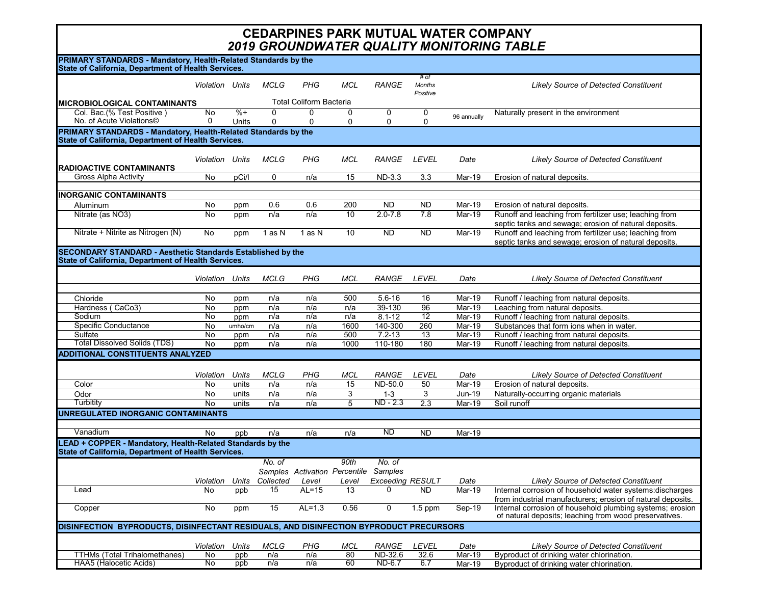# CEDARPINES PARK MUTUAL WATER COMPANY
## *2019 GROUNDWATER QUALITY MONITORING TABLE*

**PRIMARY STANDARDS - Mandatory, Health-Related Standards by the State of California, Department of Health Services.**

| MICROBIOLOGICAL CONTAMINANTS | *Violation* | *Units* | *MCLG* | *PHG* | *MCL* | *RANGE* | *# of Months Positive* | | *Likely Source of Detected Constituent* |
|---|---|---|---|---|---|---|---|---|---|
| | | | Total Coliform Bacteria | | | | | | |
| Col. Bac.(% Test Positive ) | No | %+ | 0 | 0 | 0 | 0 | 0 | 96 annually | Naturally present in the environment |
| No. of Acute Violations© | 0 | Units | 0 | 0 | 0 | 0 | 0 | | |

**PRIMARY STANDARDS - Mandatory, Health-Related Standards by the State of California, Department of Health Services.**

| RADIOACTIVE CONTAMINANTS | *Violation* | *Units* | *MCLG* | *PHG* | *MCL* | *RANGE* | *LEVEL* | *Date* | *Likely Source of Detected Constituent* |
|---|---|---|---|---|---|---|---|---|---|
| Gross Alpha Activity | No | pCi/l | 0 | n/a | 15 | ND-3.3 | 3.3 | Mar-19 | Erosion of natural deposits. |
| **INORGANIC CONTAMINANTS** | | | | | | | | | |
| Aluminum | No | ppm | 0.6 | 0.6 | 200 | ND | ND | Mar-19 | Erosion of natural deposits. |
| Nitrate (as NO3) | No | ppm | n/a | n/a | 10 | 2.0-7.8 | 7.8 | Mar-19 | Runoff and leaching from fertilizer use; leaching from septic tanks and sewage; erosion of natural deposits. |
| Nitrate + Nitrite as Nitrogen (N) | No | ppm | 1 as N | 1 as N | 10 | ND | ND | Mar-19 | Runoff and leaching from fertilizer use; leaching from septic tanks and sewage; erosion of natural deposits. |

**SECONDARY STANDARD - Aesthetic Standards Established by the State of California, Department of Health Services.**

| | *Violation* | *Units* | *MCLG* | *PHG* | *MCL* | *RANGE* | *LEVEL* | *Date* | *Likely Source of Detected Constituent* |
|---|---|---|---|---|---|---|---|---|---|
| Chloride | No | ppm | n/a | n/a | 500 | 5.6-16 | 16 | Mar-19 | Runoff / leaching from natural deposits. |
| Hardness ( CaCo3) | No | ppm | n/a | n/a | n/a | 39-130 | 96 | Mar-19 | Leaching from natural deposits. |
| Sodium | No | ppm | n/a | n/a | n/a | 8.1-12 | 12 | Mar-19 | Runoff / leaching from natural deposits. |
| Specific Conductance | No | umho/cm | n/a | n/a | 1600 | 140-300 | 260 | Mar-19 | Substances that form ions when in water. |
| Sulfate | No | ppm | n/a | n/a | 500 | 7.2-13 | 13 | Mar-19 | Runoff / leaching from natural deposits. |
| Total Dissolved Solids (TDS) | No | ppm | n/a | n/a | 1000 | 110-180 | 180 | Mar-19 | Runoff / leaching from natural deposits. |

**ADDITIONAL CONSTITUENTS ANALYZED**

| | *Violation* | *Units* | *MCLG* | *PHG* | *MCL* | *RANGE* | *LEVEL* | *Date* | *Likely Source of Detected Constituent* |
|---|---|---|---|---|---|---|---|---|---|
| Color | No | units | n/a | n/a | 15 | ND-50.0 | 50 | Mar-19 | Erosion of natural deposits. |
| Odor | No | units | n/a | n/a | 3 | 1-3 | 3 | Jun-19 | Naturally-occurring organic materials |
| Turbitity | No | units | n/a | n/a | 5 | ND - 2.3 | 2.3 | Mar-19 | Soil runoff |

**UNREGULATED INORGANIC CONTAMINANTS**

| | | | | | | | | | |
|---|---|---|---|---|---|---|---|---|---|
| Vanadium | No | ppb | n/a | n/a | n/a | ND | ND | Mar-19 | |

**LEAD + COPPER - Mandatory, Health-Related Standards by the State of California, Department of Health Services.**

| | *Violation* | *Units* | *No. of Samples Collected* | *Activation Level* | *90th Percentile Level* | *No. of Samples Exceeding* | *RESULT* | *Date* | *Likely Source of Detected Constituent* |
|---|---|---|---|---|---|---|---|---|---|
| Lead | No | ppb | 15 | AL=15 | 13 | 0 | ND | Mar-19 | Internal corrosion of household water systems:discharges from industrial manufacturers; erosion of natural deposits. |
| Copper | No | ppm | 15 | AL=1.3 | 0.56 | 0 | 1.5 ppm | Sep-19 | Internal corrosion of household plumbing systems; erosion of natural deposits; leaching from wood preservatives. |

**DISINFECTION BYPRODUCTS, DISINFECTANT RESIDUALS, AND DISINFECTION BYPRODUCT PRECURSORS**

| | *Violation* | *Units* | *MCLG* | *PHG* | *MCL* | *RANGE* | *LEVEL* | *Date* | *Likely Source of Detected Constituent* |
|---|---|---|---|---|---|---|---|---|---|
| TTHMs (Total Trihalomethanes) | No | ppb | n/a | n/a | 80 | ND-32.6 | 32.6 | Mar-19 | Byproduct of drinking water chlorination. |
| HAA5 (Halocetic Acids) | No | ppb | n/a | n/a | 60 | ND-6.7 | 6.7 | Mar-19 | Byproduct of drinking water chlorination. |